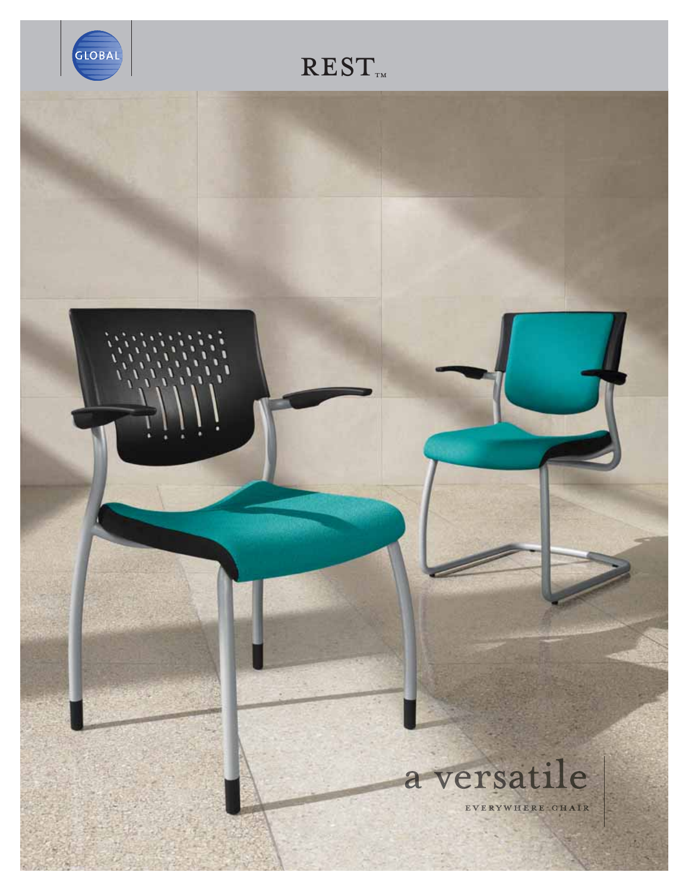GLOBAL

# REST™

a versatile

EVERYWHERE-CHAIR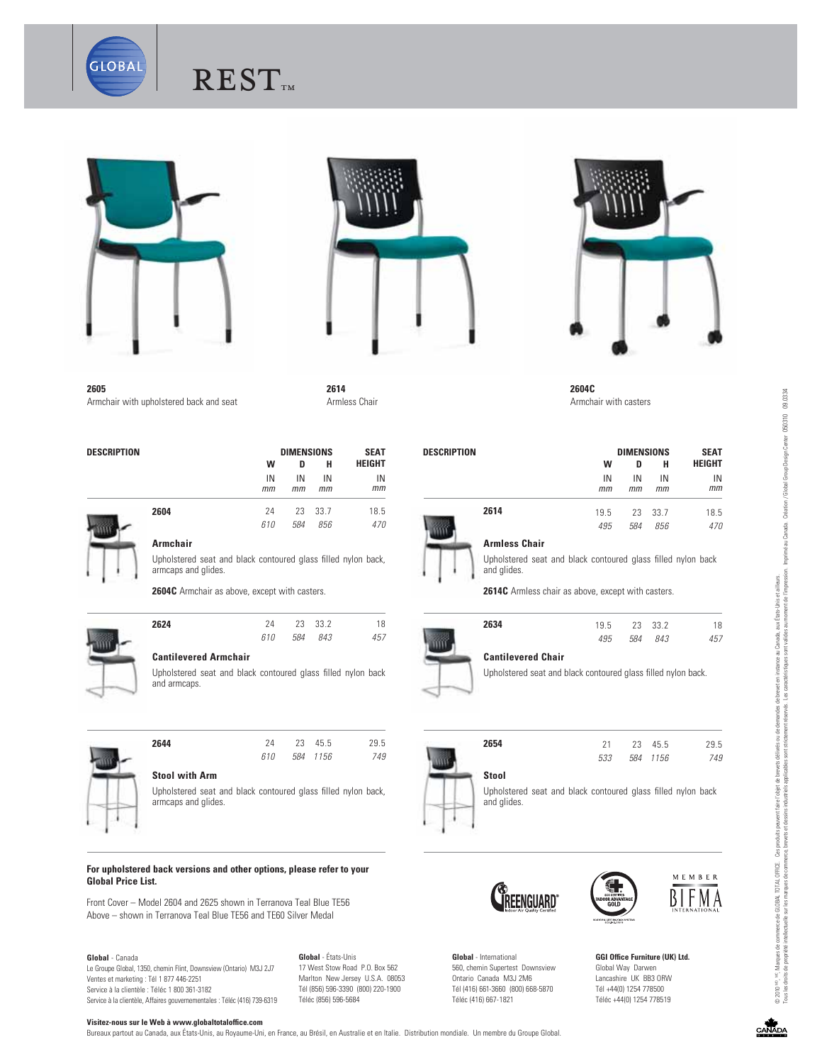# REST™

**2605**
Armchair with upholstered back and seat

**2614**
Armless Chair

**2604C**
Armchair with casters

| DESCRIPTION | | W IN / mm | D IN / mm | H IN / mm | SEAT HEIGHT IN / mm |
|---|---|---|---|---|---|
| **2604** | **Armchair** Upholstered seat and black contoured glass filled nylon back, armcaps and glides. **2604C** Armchair as above, except with casters. | 24 / *610* | 23 / *584* | 33.7 / *856* | 18.5 / *470* |
| **2624** | **Cantilevered Armchair** Upholstered seat and black contoured glass filled nylon back and armcaps. | 24 / *610* | 23 / *584* | 33.2 / *843* | 18 / *457* |
| **2644** | **Stool with Arm** Upholstered seat and black contoured glass filled nylon back, armcaps and glides. | 24 / *610* | 23 / *584* | 45.5 / *1156* | 29.5 / *749* |
| **2614** | **Armless Chair** Upholstered seat and black contoured glass filled nylon back and glides. **2614C** Armless chair as above, except with casters. | 19.5 / *495* | 23 / *584* | 33.7 / *856* | 18.5 / *470* |
| **2634** | **Cantilevered Chair** Upholstered seat and black contoured glass filled nylon back. | 19.5 / *495* | 23 / *584* | 33.2 / *843* | 18 / *457* |
| **2654** | **Stool** Upholstered seat and black contoured glass filled nylon back and glides. | 21 / *533* | 23 / *584* | 45.5 / *1156* | 29.5 / *749* |

**For upholstered back versions and other options, please refer to your Global Price List.**

Front Cover – Model 2604 and 2625 shown in Terranova Teal Blue TE56
Above – shown in Terranova Teal Blue TE56 and TE60 Silver Medal

GREENGUARD® Indoor Air Quality Certified

GEI CERTIFIED INDOOR ADVANTAGE GOLD

MEMBER BIFMA INTERNATIONAL

**Global** - Canada
Le Groupe Global, 1350, chemin Flint, Downsview (Ontario) M3J 2J7
Ventes et marketing : Tél 1 877 446-2251
Service à la clientèle : Téléc 1 800 361-3182
Service à la clientèle, Affaires gouvernementales : Téléc (416) 739-6319

**Global** - États-Unis
17 West Stow Road P.O. Box 562
Marlton New Jersey U.S.A. 08053
Tél (856) 596-3390 (800) 220-1900
Téléc (856) 596-5684

**Global** - International
560, chemin Supertest Downsview
Ontario Canada M3J 2M6
Tél (416) 661-3660 (800) 668-5870
Téléc (416) 667-1821

**GGI Office Furniture (UK) Ltd.**
Global Way Darwen
Lancashire UK BB3 0RW
Tél +44(0) 1254 778500
Téléc +44(0) 1254 778519

**Visitez-nous sur le Web à www.globaltotaloffice.com**
Bureaux partout au Canada, aux États-Unis, au Royaume-Uni, en France, au Brésil, en Australie et en Italie. Distribution mondiale. Un membre du Groupe Global.

© 2010 MD, MC, Marques de commerce de GLOBAL TOTAL OFFICE. Ces produits peuvent faire l'objet de brevets délivrés ou de demandes de brevet en instance au Canada, aux États-Unis et ailleurs. Tous les droits de propriété intellectuelle sur les marques de commerce, brevets et dessins industriels applicables sont strictement réservés. Les caractéristiques sont valides au moment de l'impression. Imprimé au Canada. Création / Global Group Design Center 050310 09.0334